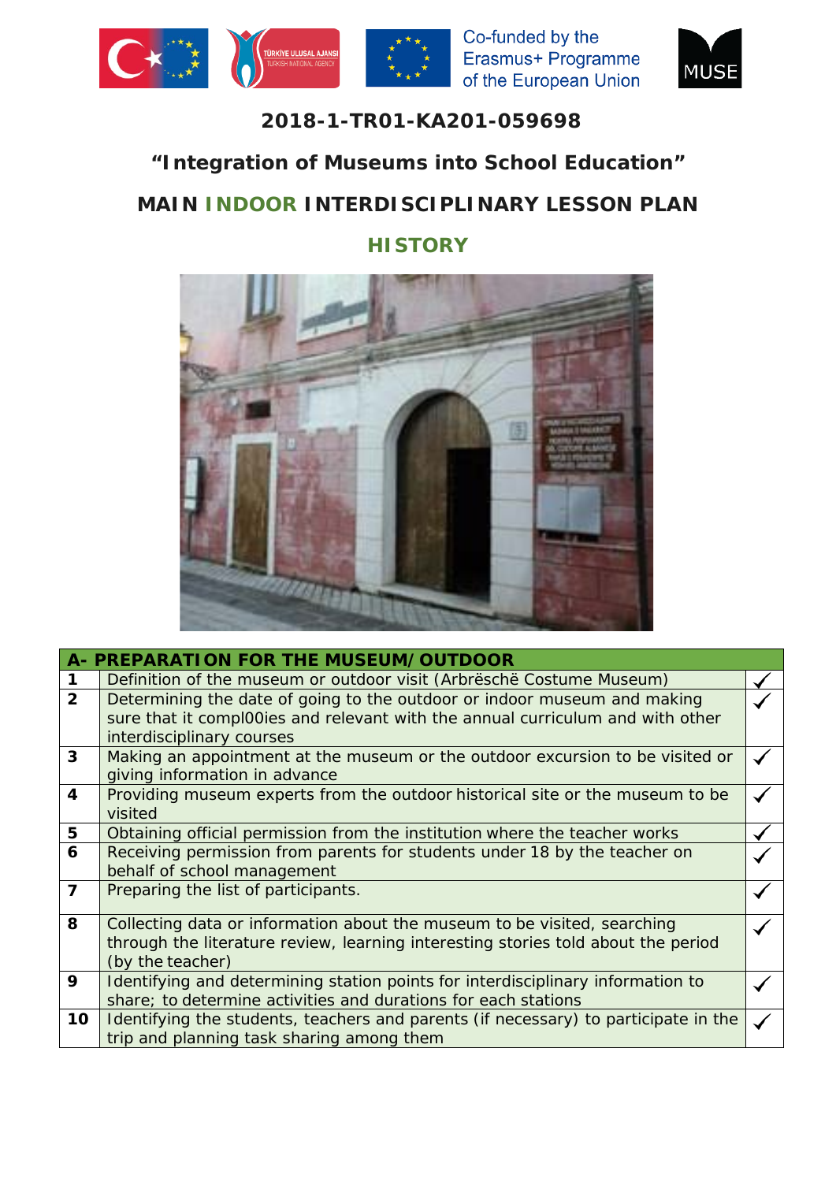Co-funded by the Erasmus+ Programme of the European Union

**2018-1-TR01-KA201-059698**

## "Integration of Museums into School Education"

## MAIN INDOOR INTERDISCIPLINARY LESSON PLAN

## HISTORY

| A- PREPARATION FOR THE MUSEUM/OUTDOOR | | |
|---|---|---|
| 1 | Definition of the museum or outdoor visit (Arbrëschë Costume Museum) | ✓ |
| 2 | Determining the date of going to the outdoor or indoor museum and making sure that it compl00ies and relevant with the annual curriculum and with other interdisciplinary courses | ✓ |
| 3 | Making an appointment at the museum or the outdoor excursion to be visited or giving information in advance | ✓ |
| 4 | Providing museum experts from the outdoor historical site or the museum to be visited | ✓ |
| 5 | Obtaining official permission from the institution where the teacher works | ✓ |
| 6 | Receiving permission from parents for students under 18 by the teacher on behalf of school management | ✓ |
| 7 | Preparing the list of participants. | ✓ |
| 8 | Collecting data or information about the museum to be visited, searching through the literature review, learning interesting stories told about the period (by the teacher) | ✓ |
| 9 | Identifying and determining station points for interdisciplinary information to share; to determine activities and durations for each stations | ✓ |
| 10 | Identifying the students, teachers and parents (if necessary) to participate in the trip and planning task sharing among them | ✓ |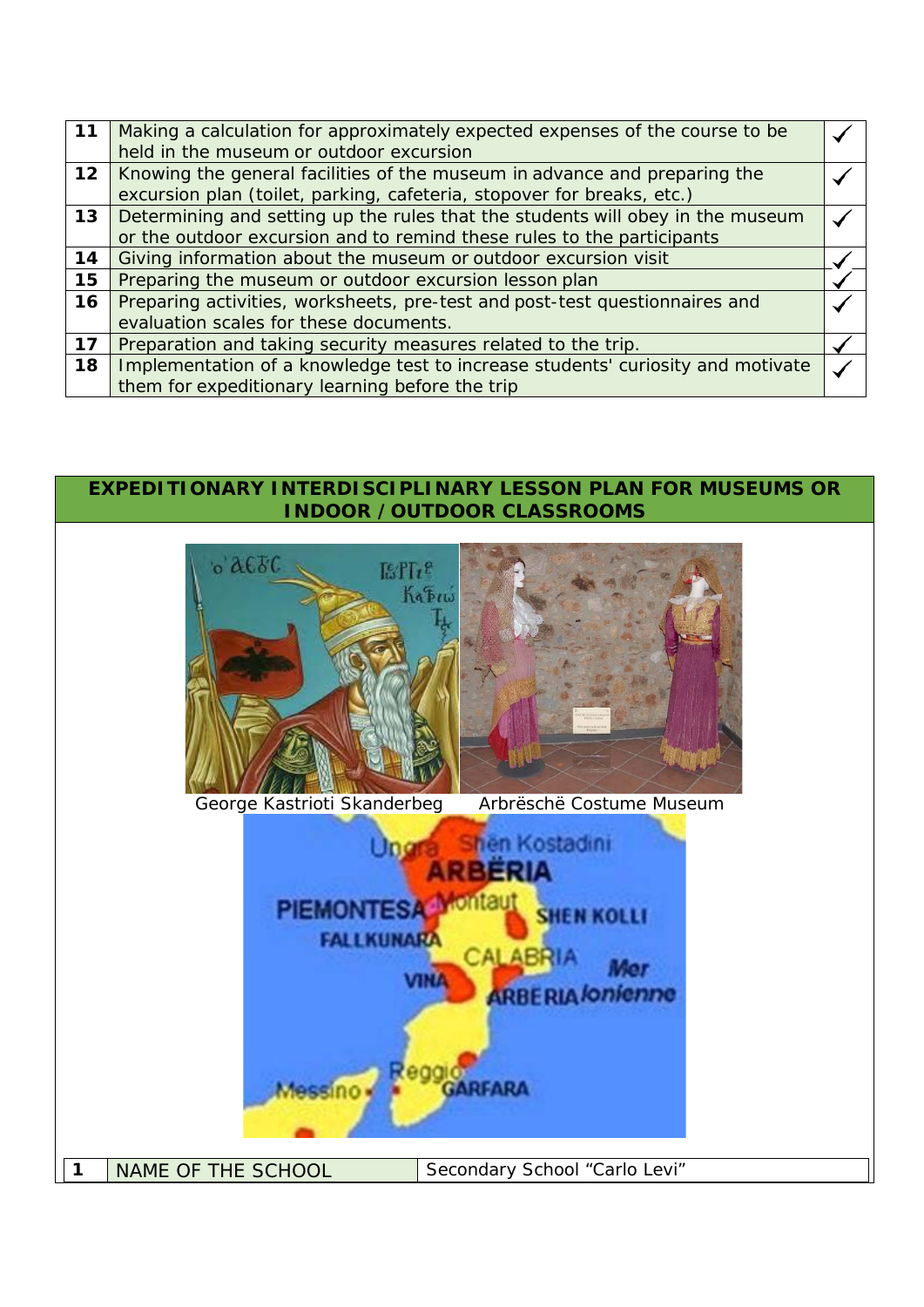| 11 | Making a calculation for approximately expected expenses of the course to be held in the museum or outdoor excursion | ✓ |
|---|---|---|
| 12 | Knowing the general facilities of the museum in advance and preparing the excursion plan (toilet, parking, cafeteria, stopover for breaks, etc.) | ✓ |
| 13 | Determining and setting up the rules that the students will obey in the museum or the outdoor excursion and to remind these rules to the participants | ✓ |
| 14 | Giving information about the museum or outdoor excursion visit | ✓ |
| 15 | Preparing the museum or outdoor excursion lesson plan | ✓ |
| 16 | Preparing activities, worksheets, pre-test and post-test questionnaires and evaluation scales for these documents. | ✓ |
| 17 | Preparation and taking security measures related to the trip. | ✓ |
| 18 | Implementation of a knowledge test to increase students' curiosity and motivate them for expeditionary learning before the trip | ✓ |

## EXPEDITIONARY INTERDISCIPLINARY LESSON PLAN FOR MUSEUMS OR INDOOR / OUTDOOR CLASSROOMS

George Kastrioti Skanderbeg

Arbrëschë Costume Museum

| 1 | NAME OF THE SCHOOL | Secondary School "Carlo Levi" |
|---|---|---|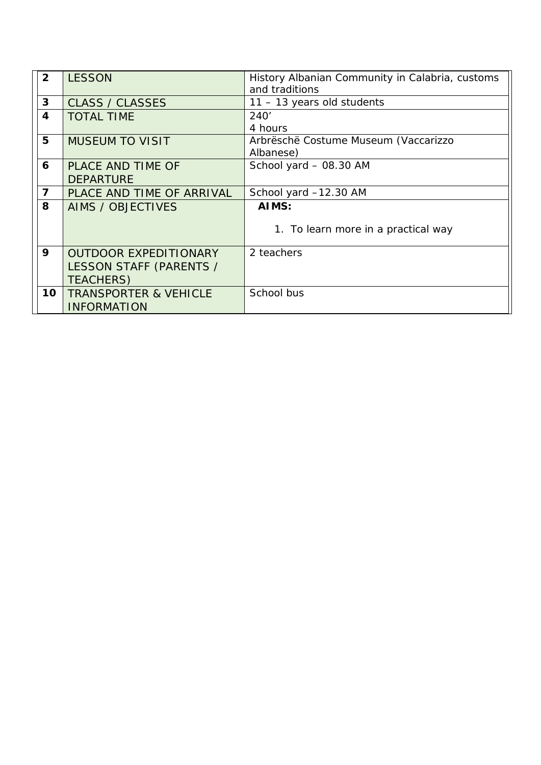| | | |
|---|---|---|
| 2 | LESSON | History Albanian Community in Calabria, customs and traditions |
| 3 | CLASS / CLASSES | 11 – 13 years old students |
| 4 | TOTAL TIME | 240’<br>4 hours |
| 5 | MUSEUM TO VISIT | Arbrëschë Costume Museum (Vaccarizzo Albanese) |
| 6 | PLACE AND TIME OF DEPARTURE | School yard – 08.30 AM |
| 7 | PLACE AND TIME OF ARRIVAL | School yard –12.30 AM |
| 8 | AIMS / OBJECTIVES | **AIMS:**<br>1. To learn more in a practical way |
| 9 | OUTDOOR EXPEDITIONARY LESSON STAFF (PARENTS / TEACHERS) | 2 teachers |
| 10 | TRANSPORTER & VEHICLE INFORMATION | School bus |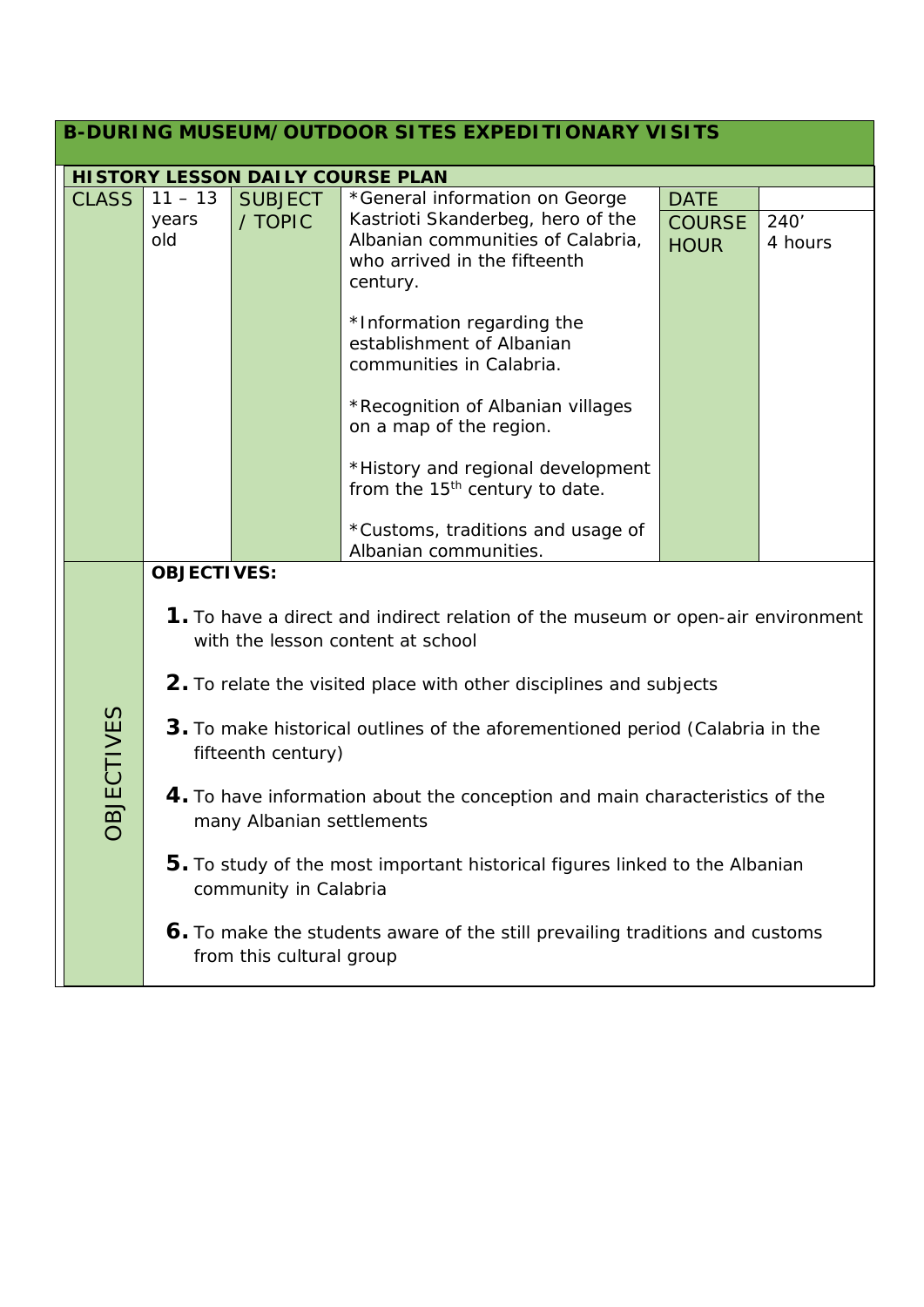## B-DURING MUSEUM/OUTDOOR SITES EXPEDITIONARY VISITS

**HISTORY LESSON DAILY COURSE PLAN**

| CLASS | 11 – 13 years old | SUBJECT / TOPIC | *General information on George Kastrioti Skanderbeg, hero of the Albanian communities of Calabria, who arrived in the fifteenth century.<br><br>*Information regarding the establishment of Albanian communities in Calabria.<br><br>*Recognition of Albanian villages on a map of the region.<br><br>*History and regional development from the 15th century to date.<br><br>*Customs, traditions and usage of Albanian communities. | DATE<br>COURSE HOUR | 240'<br>4 hours |
|---|---|---|---|---|---|

**OBJECTIVES**

**OBJECTIVES:**

1. To have a direct and indirect relation of the museum or open-air environment with the lesson content at school
2. To relate the visited place with other disciplines and subjects
3. To make historical outlines of the aforementioned period (Calabria in the fifteenth century)
4. To have information about the conception and main characteristics of the many Albanian settlements
5. To study of the most important historical figures linked to the Albanian community in Calabria
6. To make the students aware of the still prevailing traditions and customs from this cultural group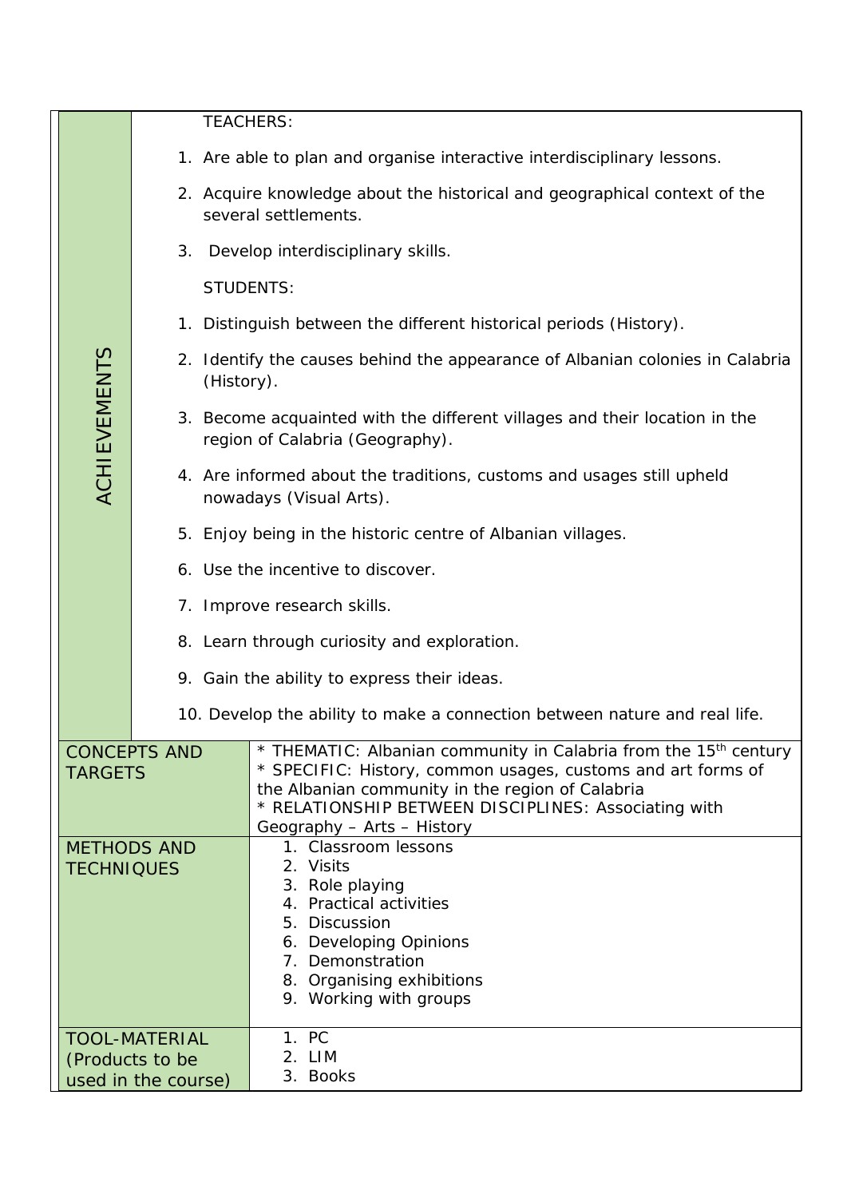| | |
|---|---|
| ACHIEVEMENTS | TEACHERS:<br>1. Are able to plan and organise interactive interdisciplinary lessons.<br>2. Acquire knowledge about the historical and geographical context of the several settlements.<br>3. Develop interdisciplinary skills.<br>STUDENTS:<br>1. Distinguish between the different historical periods (History).<br>2. Identify the causes behind the appearance of Albanian colonies in Calabria (History).<br>3. Become acquainted with the different villages and their location in the region of Calabria (Geography).<br>4. Are informed about the traditions, customs and usages still upheld nowadays (Visual Arts).<br>5. Enjoy being in the historic centre of Albanian villages.<br>6. Use the incentive to discover.<br>7. Improve research skills.<br>8. Learn through curiosity and exploration.<br>9. Gain the ability to express their ideas.<br>10. Develop the ability to make a connection between nature and real life. |
| CONCEPTS AND TARGETS | * THEMATIC: Albanian community in Calabria from the 15th century<br>* SPECIFIC: History, common usages, customs and art forms of the Albanian community in the region of Calabria<br>* RELATIONSHIP BETWEEN DISCIPLINES: Associating with Geography – Arts – History |
| METHODS AND TECHNIQUES | 1. Classroom lessons<br>2. Visits<br>3. Role playing<br>4. Practical activities<br>5. Discussion<br>6. Developing Opinions<br>7. Demonstration<br>8. Organising exhibitions<br>9. Working with groups |
| TOOL-MATERIAL (Products to be used in the course) | 1. PC<br>2. LIM<br>3. Books |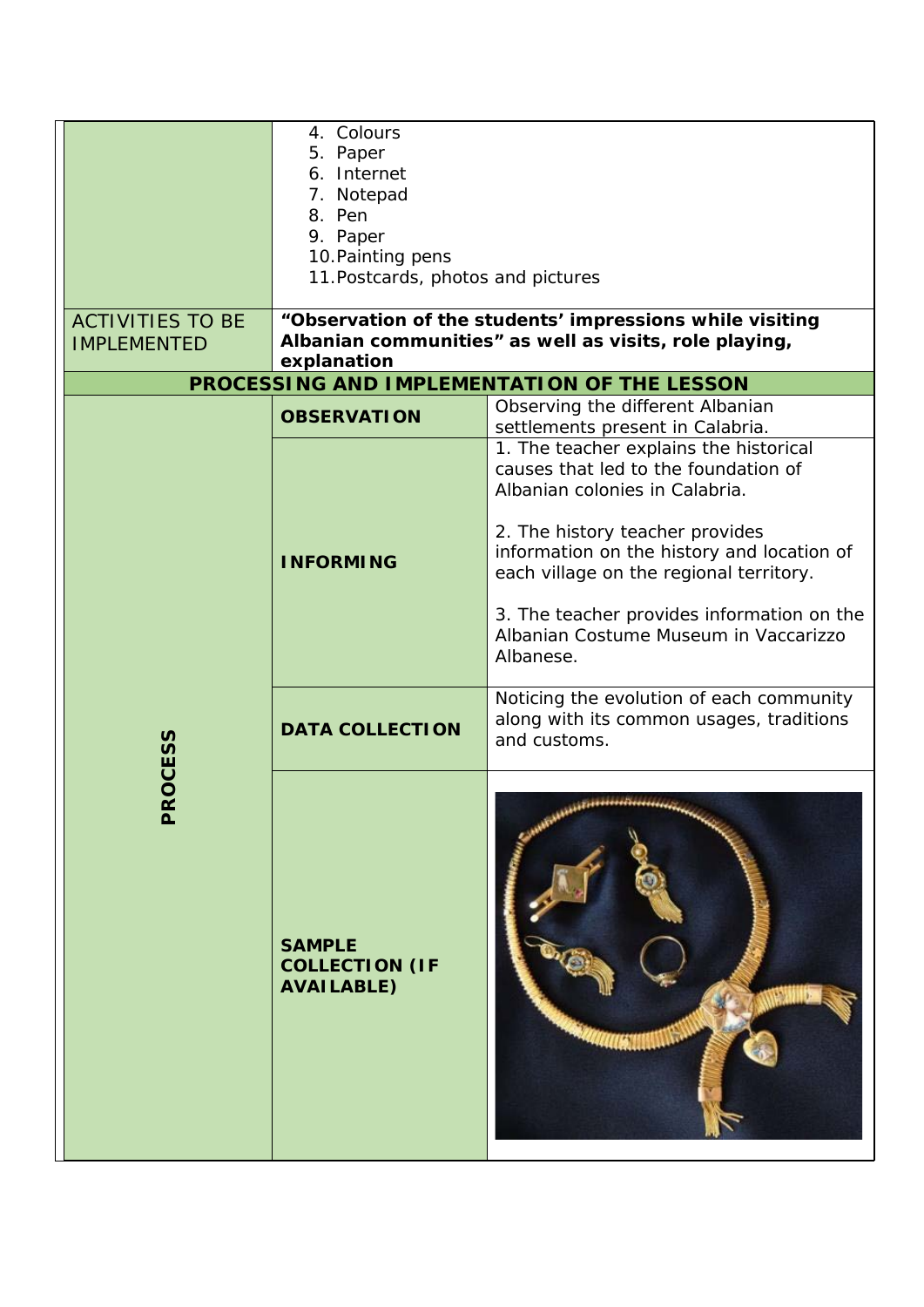| | | |
|---|---|---|
| | 4. Colours<br>5. Paper<br>6. Internet<br>7. Notepad<br>8. Pen<br>9. Paper<br>10. Painting pens<br>11. Postcards, photos and pictures | |
| ACTIVITIES TO BE IMPLEMENTED | **"Observation of the students' impressions while visiting Albanian communities" as well as visits, role playing, explanation** | |
| **PROCESSING AND IMPLEMENTATION OF THE LESSON** | | |
| **PROCESS** | **OBSERVATION** | Observing the different Albanian settlements present in Calabria. |
| | **INFORMING** | 1. The teacher explains the historical causes that led to the foundation of Albanian colonies in Calabria.<br><br>2. The history teacher provides information on the history and location of each village on the regional territory.<br><br>3. The teacher provides information on the Albanian Costume Museum in Vaccarizzo Albanese. |
| | **DATA COLLECTION** | Noticing the evolution of each community along with its common usages, traditions and customs. |
| | **SAMPLE COLLECTION (IF AVAILABLE)** | |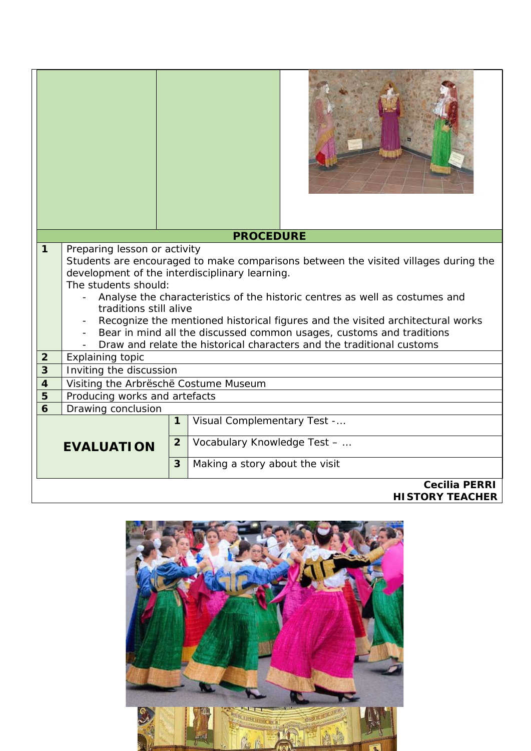| | | |
|---|---|---|
| | | |

**PROCEDURE**

| | |
|---|---|
| 1 | Preparing lesson or activity<br>Students are encouraged to make comparisons between the visited villages during the development of the interdisciplinary learning.<br>The students should:<br>- Analyse the characteristics of the historic centres as well as costumes and traditions still alive<br>- Recognize the mentioned historical figures and the visited architectural works<br>- Bear in mind all the discussed common usages, customs and traditions<br>- Draw and relate the historical characters and the traditional customs |
| 2 | Explaining topic |
| 3 | Inviting the discussion |
| 4 | Visiting the Arbrëschë Costume Museum |
| 5 | Producing works and artefacts |
| 6 | Drawing conclusion |

| | | |
|---|---|---|
| **EVALUATION** | 1 | Visual Complementary Test -… |
| | 2 | Vocabulary Knowledge Test – … |
| | 3 | Making a story about the visit |

**Cecilia PERRI**
**HISTORY TEACHER**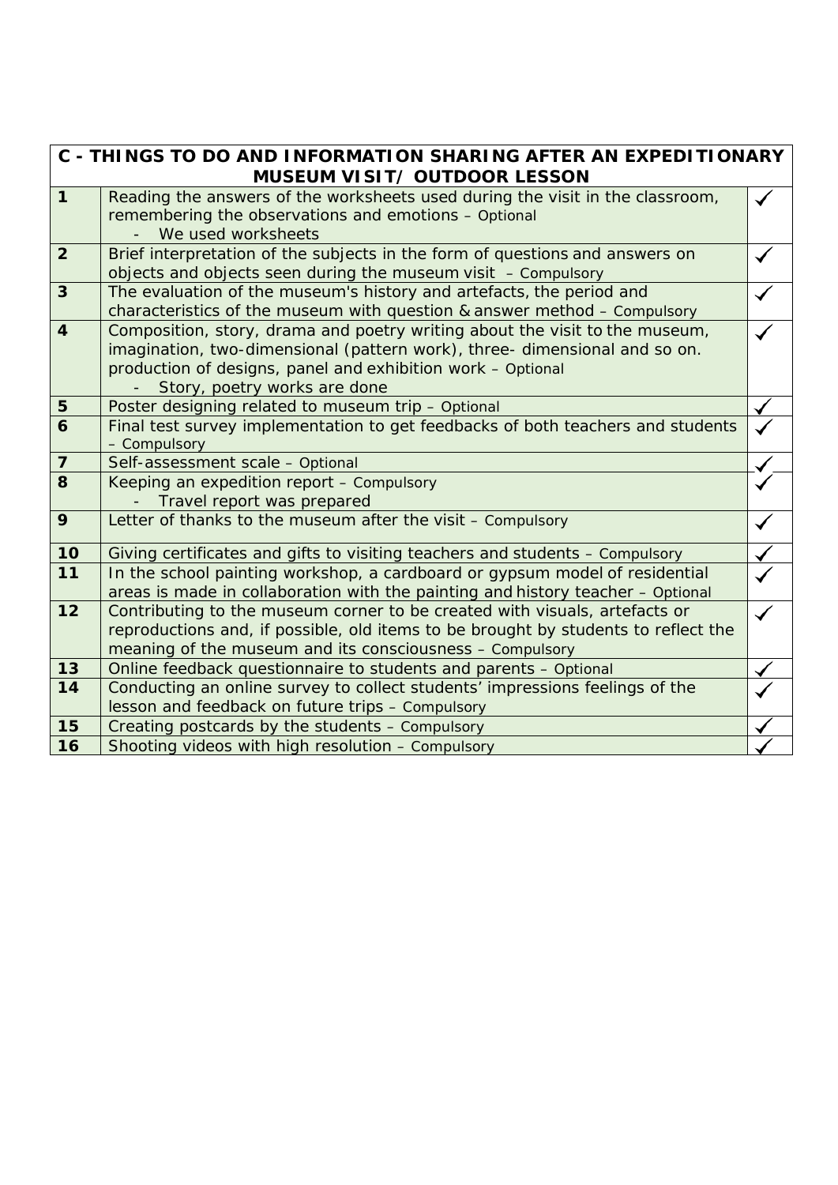| C - THINGS TO DO AND INFORMATION SHARING AFTER AN EXPEDITIONARY MUSEUM VISIT/ OUTDOOR LESSON | | |
|---|---|---|
| 1 | Reading the answers of the worksheets used during the visit in the classroom, remembering the observations and emotions – Optional<br>- We used worksheets | ✓ |
| 2 | Brief interpretation of the subjects in the form of questions and answers on objects and objects seen during the museum visit – Compulsory | ✓ |
| 3 | The evaluation of the museum's history and artefacts, the period and characteristics of the museum with question & answer method – Compulsory | ✓ |
| 4 | Composition, story, drama and poetry writing about the visit to the museum, imagination, two-dimensional (pattern work), three- dimensional and so on. production of designs, panel and exhibition work – Optional<br>- Story, poetry works are done | ✓ |
| 5 | Poster designing related to museum trip – Optional | ✓ |
| 6 | Final test survey implementation to get feedbacks of both teachers and students – Compulsory | ✓ |
| 7 | Self-assessment scale – Optional | ✓ |
| 8 | Keeping an expedition report – Compulsory<br>- Travel report was prepared | ✓ |
| 9 | Letter of thanks to the museum after the visit – Compulsory | ✓ |
| 10 | Giving certificates and gifts to visiting teachers and students – Compulsory | ✓ |
| 11 | In the school painting workshop, a cardboard or gypsum model of residential areas is made in collaboration with the painting and history teacher – Optional | ✓ |
| 12 | Contributing to the museum corner to be created with visuals, artefacts or reproductions and, if possible, old items to be brought by students to reflect the meaning of the museum and its consciousness – Compulsory | ✓ |
| 13 | Online feedback questionnaire to students and parents – Optional | ✓ |
| 14 | Conducting an online survey to collect students' impressions feelings of the lesson and feedback on future trips – Compulsory | ✓ |
| 15 | Creating postcards by the students – Compulsory | ✓ |
| 16 | Shooting videos with high resolution – Compulsory | ✓ |